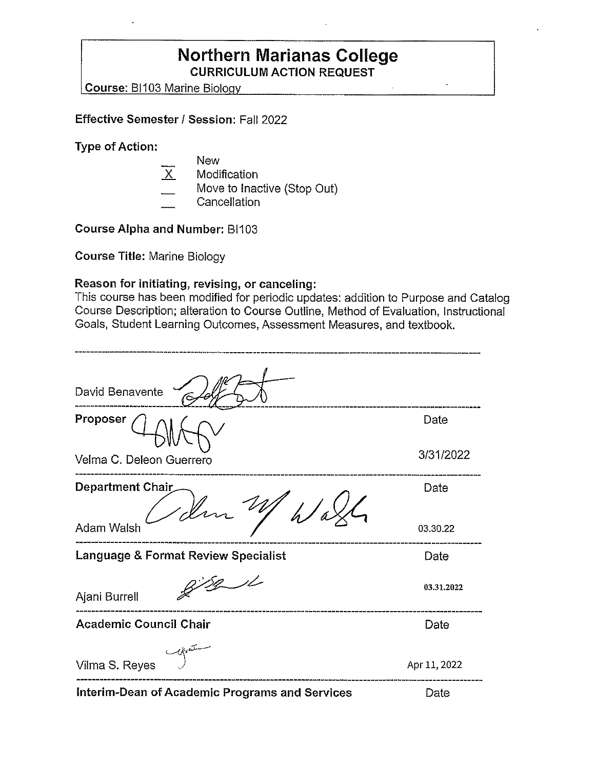# Northern Marianas College

## CURRICULUM ACTION REQUEST

**Course:** BI103 Marine Biology

**Effective Semester / Session:** Fall 2022

**Type of Action:**

- \_\_\_ New
- X Modification
- \_\_\_ Move to Inactive (Stop Out)
- \_\_\_ Cancellation

**Course Alpha and Number:** BI103

**Course Title:** Marine Biology

**Reason for initiating, revising, or canceling:**
This course has been modified for periodic updates: addition to Purpose and Catalog Course Description; alteration to Course Outline, Method of Evaluation, Instructional Goals, Student Learning Outcomes, Assessment Measures, and textbook.

---

David Benavente

---

**Proposer** — Date

Velma C. Deleon Guerrero — 3/31/2022

---

**Department Chair** — Date

Adam Walsh — 03.30.22

---

**Language & Format Review Specialist** — Date

Ajani Burrell — 03.31.2022

---

**Academic Council Chair** — Date

Vilma S. Reyes — Apr 11, 2022

---

**Interim-Dean of Academic Programs and Services** — Date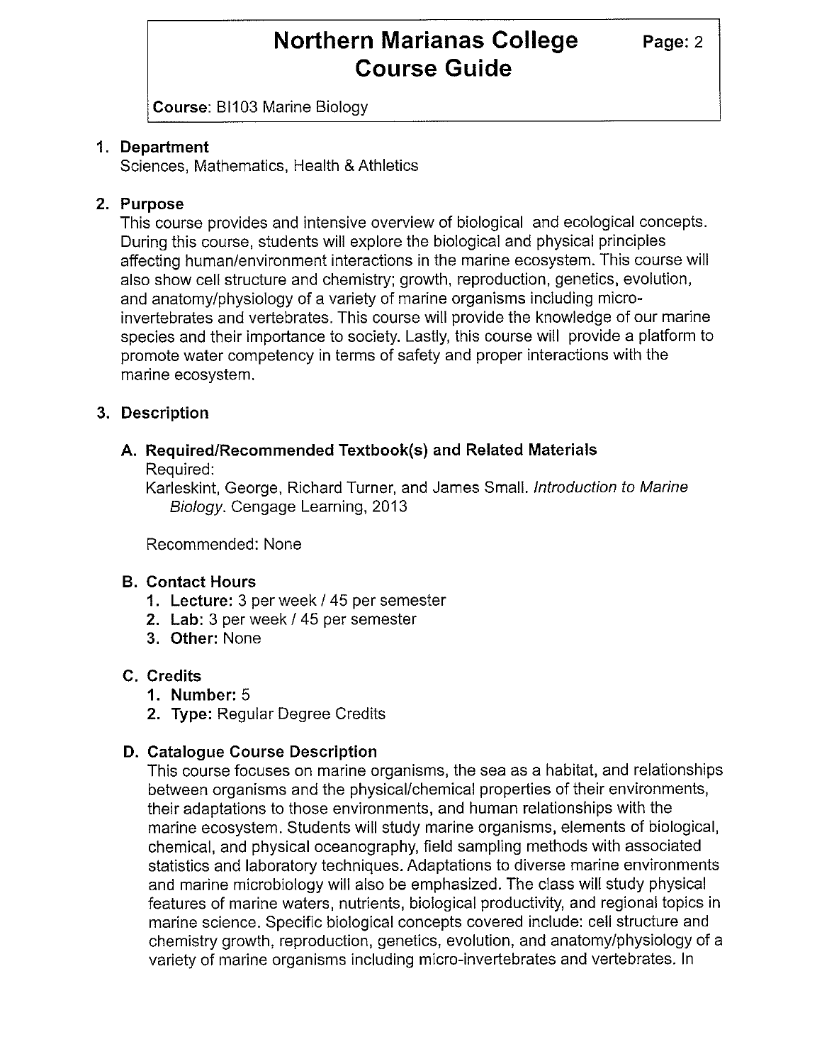# Northern Marianas College Course Guide

**Course**: BI103 Marine Biology

## 1. Department

Sciences, Mathematics, Health & Athletics

## 2. Purpose

This course provides and intensive overview of biological and ecological concepts. During this course, students will explore the biological and physical principles affecting human/environment interactions in the marine ecosystem. This course will also show cell structure and chemistry; growth, reproduction, genetics, evolution, and anatomy/physiology of a variety of marine organisms including micro-invertebrates and vertebrates. This course will provide the knowledge of our marine species and their importance to society. Lastly, this course will provide a platform to promote water competency in terms of safety and proper interactions with the marine ecosystem.

## 3. Description

### A. Required/Recommended Textbook(s) and Related Materials

Required:

Karleskint, George, Richard Turner, and James Small. *Introduction to Marine Biology*. Cengage Learning, 2013

Recommended: None

### B. Contact Hours

1. **Lecture:** 3 per week / 45 per semester
2. **Lab:** 3 per week / 45 per semester
3. **Other:** None

### C. Credits

1. **Number:** 5
2. **Type:** Regular Degree Credits

### D. Catalogue Course Description

This course focuses on marine organisms, the sea as a habitat, and relationships between organisms and the physical/chemical properties of their environments, their adaptations to those environments, and human relationships with the marine ecosystem. Students will study marine organisms, elements of biological, chemical, and physical oceanography, field sampling methods with associated statistics and laboratory techniques. Adaptations to diverse marine environments and marine microbiology will also be emphasized. The class will study physical features of marine waters, nutrients, biological productivity, and regional topics in marine science. Specific biological concepts covered include: cell structure and chemistry growth, reproduction, genetics, evolution, and anatomy/physiology of a variety of marine organisms including micro-invertebrates and vertebrates. In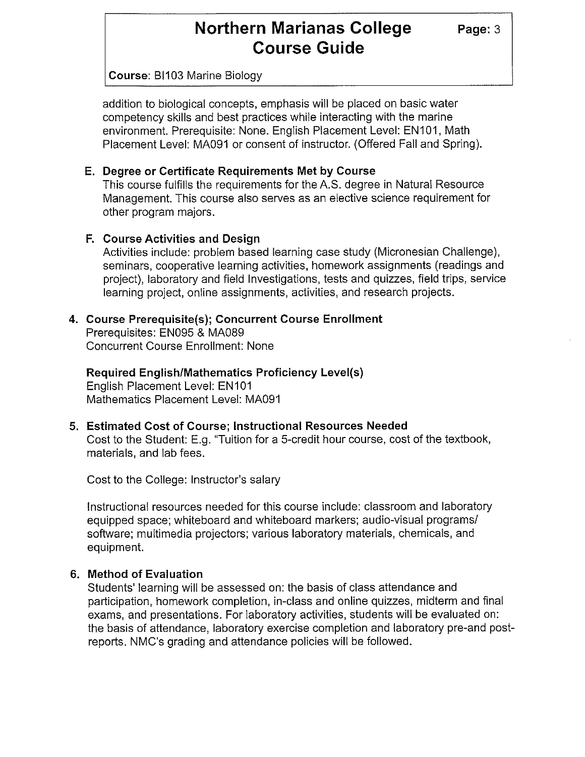addition to biological concepts, emphasis will be placed on basic water competency skills and best practices while interacting with the marine environment. Prerequisite: None. English Placement Level: EN101, Math Placement Level: MA091 or consent of instructor. (Offered Fall and Spring).

### E. Degree or Certificate Requirements Met by Course

This course fulfills the requirements for the A.S. degree in Natural Resource Management. This course also serves as an elective science requirement for other program majors.

### F. Course Activities and Design

Activities include: problem based learning case study (Micronesian Challenge), seminars, cooperative learning activities, homework assignments (readings and project), laboratory and field Investigations, tests and quizzes, field trips, service learning project, online assignments, activities, and research projects.

## 4. Course Prerequisite(s); Concurrent Course Enrollment

Prerequisites: EN095 & MA089
Concurrent Course Enrollment: None

**Required English/Mathematics Proficiency Level(s)**
English Placement Level: EN101
Mathematics Placement Level: MA091

## 5. Estimated Cost of Course; Instructional Resources Needed

Cost to the Student: E.g. "Tuition for a 5-credit hour course, cost of the textbook, materials, and lab fees.

Cost to the College: Instructor's salary

Instructional resources needed for this course include: classroom and laboratory equipped space; whiteboard and whiteboard markers; audio-visual programs/ software; multimedia projectors; various laboratory materials, chemicals, and equipment.

## 6. Method of Evaluation

Students' learning will be assessed on: the basis of class attendance and participation, homework completion, in-class and online quizzes, midterm and final exams, and presentations. For laboratory activities, students will be evaluated on: the basis of attendance, laboratory exercise completion and laboratory pre-and post-reports. NMC's grading and attendance policies will be followed.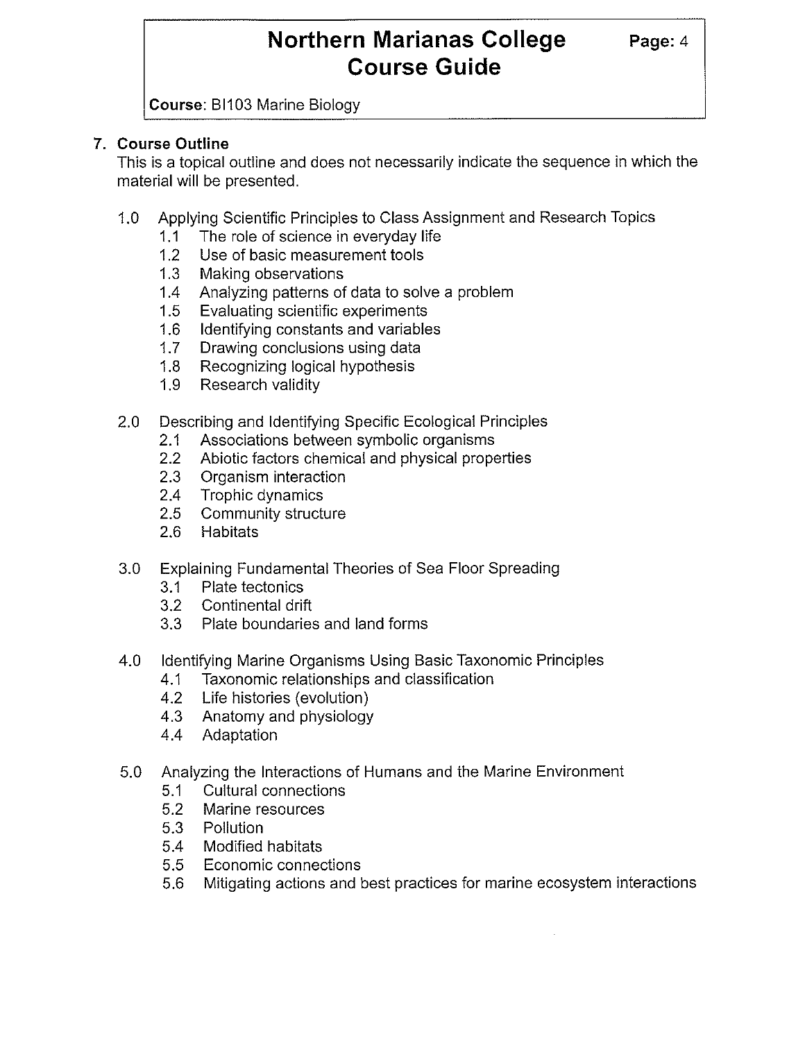## 7. Course Outline

This is a topical outline and does not necessarily indicate the sequence in which the material will be presented.

1.0 Applying Scientific Principles to Class Assignment and Research Topics
- 1.1 The role of science in everyday life
- 1.2 Use of basic measurement tools
- 1.3 Making observations
- 1.4 Analyzing patterns of data to solve a problem
- 1.5 Evaluating scientific experiments
- 1.6 Identifying constants and variables
- 1.7 Drawing conclusions using data
- 1.8 Recognizing logical hypothesis
- 1.9 Research validity

2.0 Describing and Identifying Specific Ecological Principles
- 2.1 Associations between symbolic organisms
- 2.2 Abiotic factors chemical and physical properties
- 2.3 Organism interaction
- 2.4 Trophic dynamics
- 2.5 Community structure
- 2.6 Habitats

3.0 Explaining Fundamental Theories of Sea Floor Spreading
- 3.1 Plate tectonics
- 3.2 Continental drift
- 3.3 Plate boundaries and land forms

4.0 Identifying Marine Organisms Using Basic Taxonomic Principles
- 4.1 Taxonomic relationships and classification
- 4.2 Life histories (evolution)
- 4.3 Anatomy and physiology
- 4.4 Adaptation

5.0 Analyzing the Interactions of Humans and the Marine Environment
- 5.1 Cultural connections
- 5.2 Marine resources
- 5.3 Pollution
- 5.4 Modified habitats
- 5.5 Economic connections
- 5.6 Mitigating actions and best practices for marine ecosystem interactions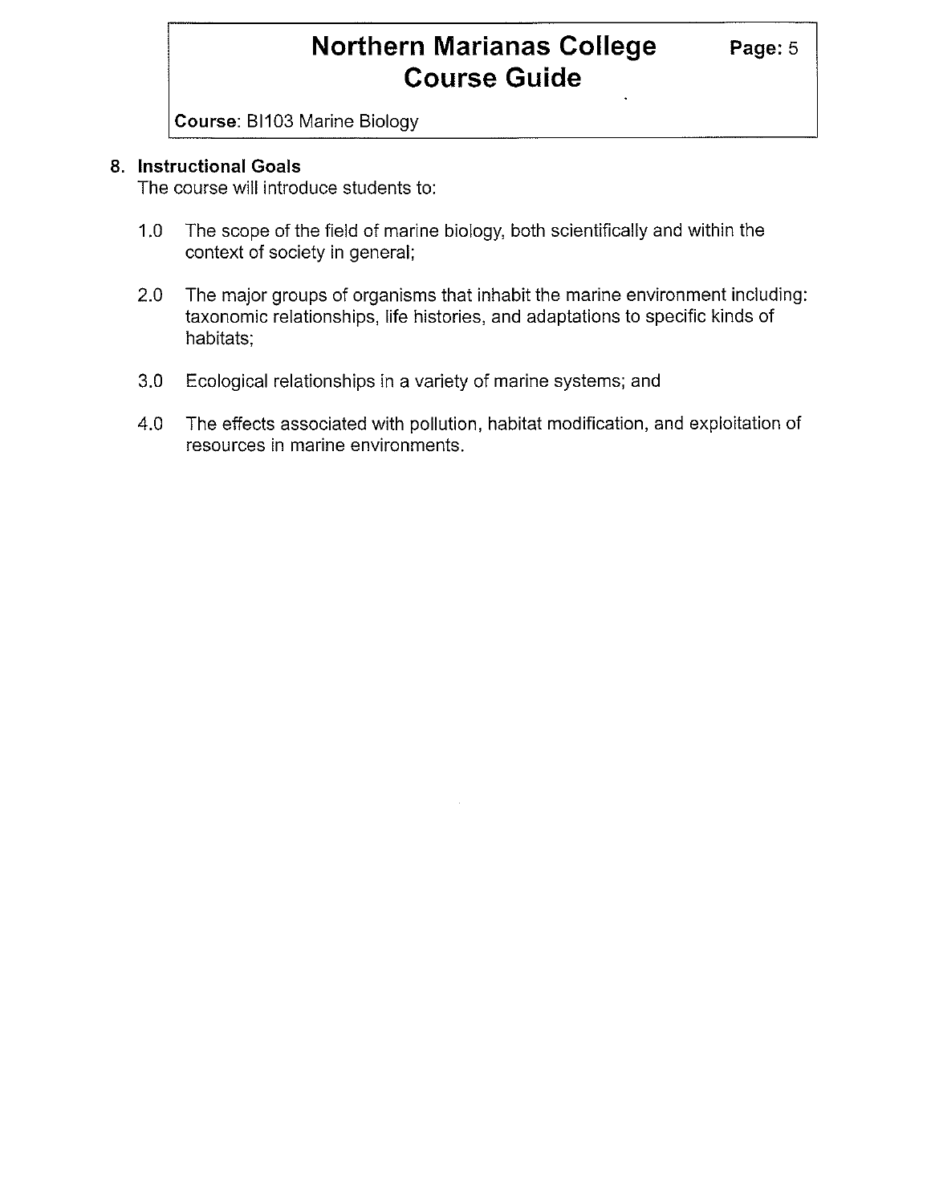## 8. Instructional Goals

The course will introduce students to:

1.0 The scope of the field of marine biology, both scientifically and within the context of society in general;

2.0 The major groups of organisms that inhabit the marine environment including: taxonomic relationships, life histories, and adaptations to specific kinds of habitats;

3.0 Ecological relationships in a variety of marine systems; and

4.0 The effects associated with pollution, habitat modification, and exploitation of resources in marine environments.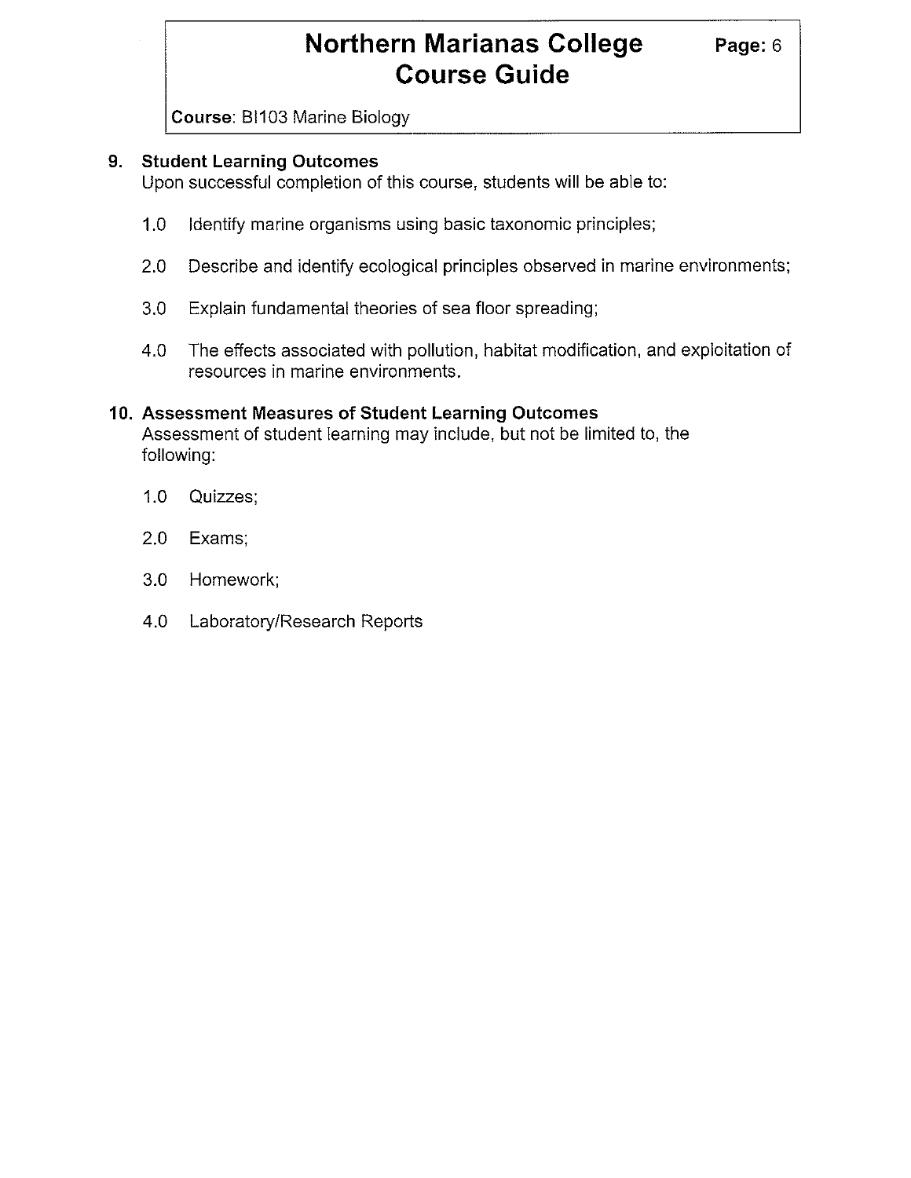## 9. Student Learning Outcomes

Upon successful completion of this course, students will be able to:

1.0 Identify marine organisms using basic taxonomic principles;

2.0 Describe and identify ecological principles observed in marine environments;

3.0 Explain fundamental theories of sea floor spreading;

4.0 The effects associated with pollution, habitat modification, and exploitation of resources in marine environments.

## 10. Assessment Measures of Student Learning Outcomes

Assessment of student learning may include, but not be limited to, the following:

1.0 Quizzes;

2.0 Exams;

3.0 Homework;

4.0 Laboratory/Research Reports